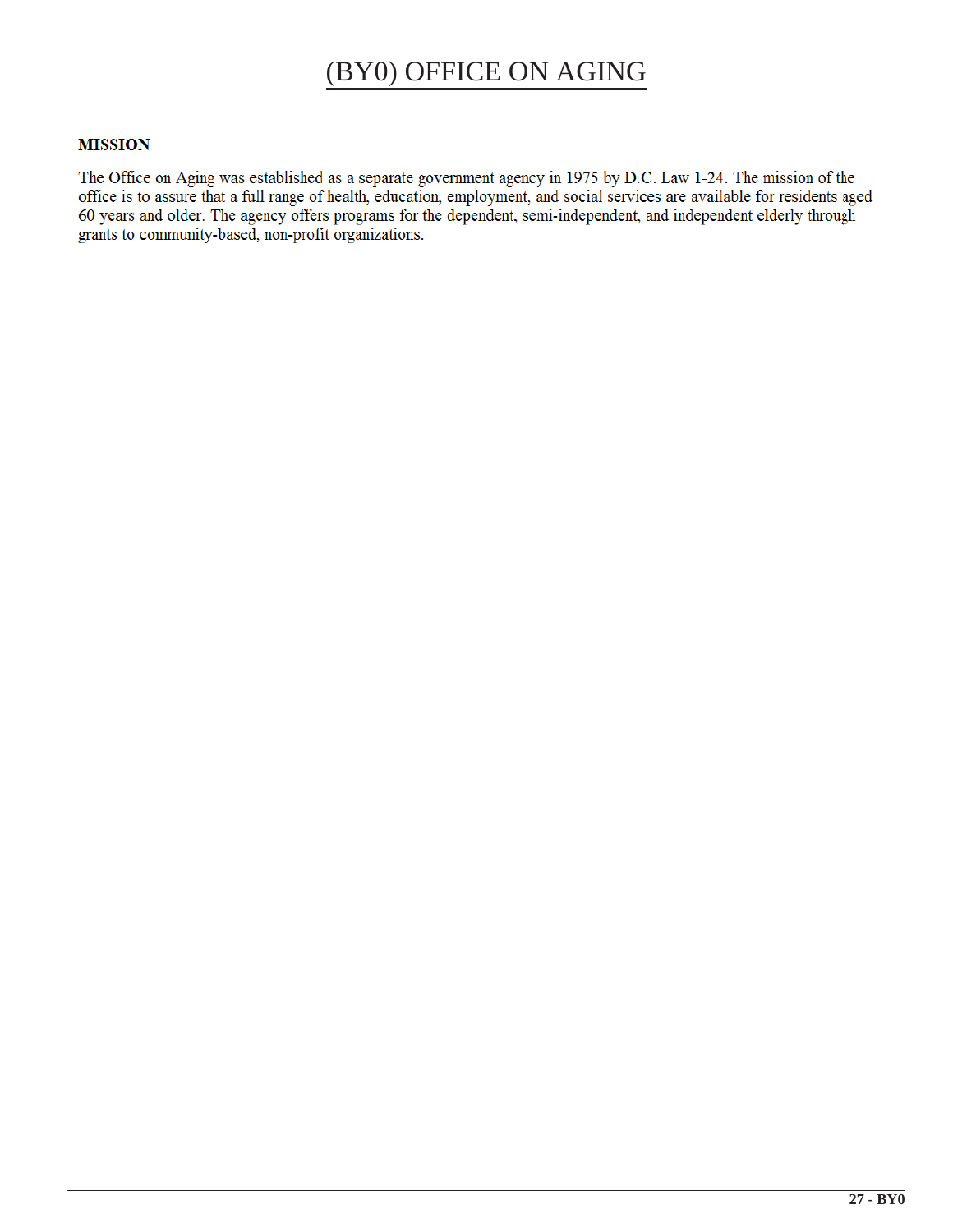# (BY0) OFFICE ON AGING

**MISSION**

The Office on Aging was established as a separate government agency in 1975 by D.C. Law 1-24. The mission of the office is to assure that a full range of health, education, employment, and social services are available for residents aged 60 years and older. The agency offers programs for the dependent, semi-independent, and independent elderly through grants to community-based, non-profit organizations.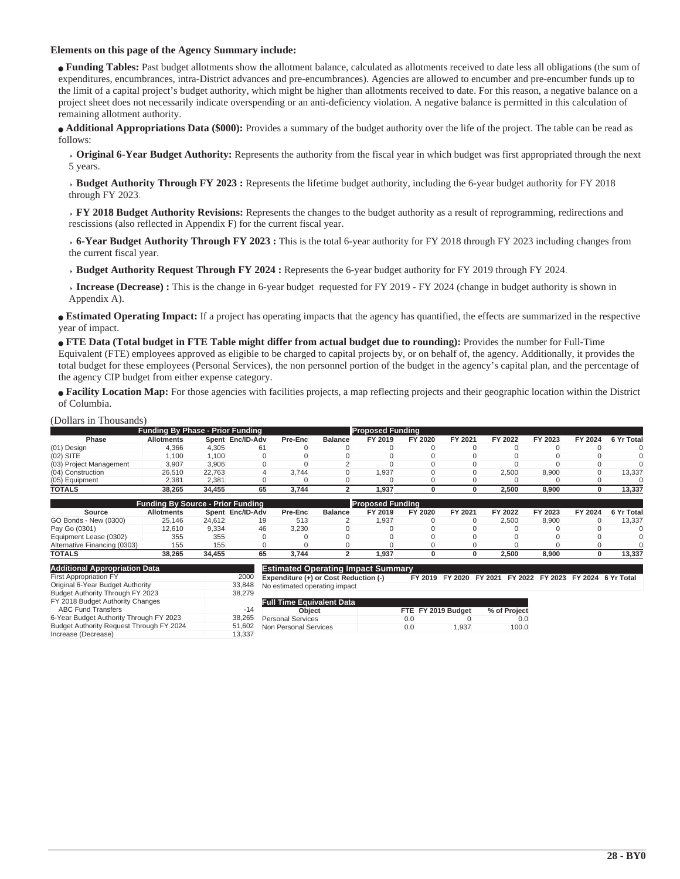**Elements on this page of the Agency Summary include:**

- **Funding Tables:** Past budget allotments show the allotment balance, calculated as allotments received to date less all obligations (the sum of expenditures, encumbrances, intra-District advances and pre-encumbrances). Agencies are allowed to encumber and pre-encumber funds up to the limit of a capital project's budget authority, which might be higher than allotments received to date. For this reason, a negative balance on a project sheet does not necessarily indicate overspending or an anti-deficiency violation. A negative balance is permitted in this calculation of remaining allotment authority.
- **Additional Appropriations Data ($000):** Provides a summary of the budget authority over the life of the project. The table can be read as follows:
  - **Original 6-Year Budget Authority:** Represents the authority from the fiscal year in which budget was first appropriated through the next 5 years.
  - **Budget Authority Through FY 2023 :** Represents the lifetime budget authority, including the 6-year budget authority for FY 2018 through FY 2023.
  - **FY 2018 Budget Authority Revisions:** Represents the changes to the budget authority as a result of reprogramming, redirections and rescissions (also reflected in Appendix F) for the current fiscal year.
  - **6-Year Budget Authority Through FY 2023 :** This is the total 6-year authority for FY 2018 through FY 2023 including changes from the current fiscal year.
  - **Budget Authority Request Through FY 2024 :** Represents the 6-year budget authority for FY 2019 through FY 2024.
  - **Increase (Decrease) :** This is the change in 6-year budget requested for FY 2019 - FY 2024 (change in budget authority is shown in Appendix A).
- **Estimated Operating Impact:** If a project has operating impacts that the agency has quantified, the effects are summarized in the respective year of impact.
- **FTE Data (Total budget in FTE Table might differ from actual budget due to rounding):** Provides the number for Full-Time Equivalent (FTE) employees approved as eligible to be charged to capital projects by, or on behalf of, the agency. Additionally, it provides the total budget for these employees (Personal Services), the non personnel portion of the budget in the agency's capital plan, and the percentage of the agency CIP budget from either expense category.
- **Facility Location Map:** For those agencies with facilities projects, a map reflecting projects and their geographic location within the District of Columbia.

(Dollars in Thousands)

| Funding By Phase - Prior Funding | | | | | | Proposed Funding | | | | | | |
|---|---|---|---|---|---|---|---|---|---|---|---|---|
| Phase | Allotments | Spent | Enc/ID-Adv | Pre-Enc | Balance | FY 2019 | FY 2020 | FY 2021 | FY 2022 | FY 2023 | FY 2024 | 6 Yr Total |
| (01) Design | 4,366 | 4,305 | 61 | 0 | 0 | 0 | 0 | 0 | 0 | 0 | 0 | 0 |
| (02) SITE | 1,100 | 1,100 | 0 | 0 | 0 | 0 | 0 | 0 | 0 | 0 | 0 | 0 |
| (03) Project Management | 3,907 | 3,906 | 0 | 0 | 2 | 0 | 0 | 0 | 0 | 0 | 0 | 0 |
| (04) Construction | 26,510 | 22,763 | 4 | 3,744 | 0 | 1,937 | 0 | 0 | 2,500 | 8,900 | 0 | 13,337 |
| (05) Equipment | 2,381 | 2,381 | 0 | 0 | 0 | 0 | 0 | 0 | 0 | 0 | 0 | 0 |
| **TOTALS** | **38,265** | **34,455** | **65** | **3,744** | **2** | **1,937** | **0** | **0** | **2,500** | **8,900** | **0** | **13,337** |

| Funding By Source - Prior Funding | | | | | | Proposed Funding | | | | | | |
|---|---|---|---|---|---|---|---|---|---|---|---|---|
| Source | Allotments | Spent | Enc/ID-Adv | Pre-Enc | Balance | FY 2019 | FY 2020 | FY 2021 | FY 2022 | FY 2023 | FY 2024 | 6 Yr Total |
| GO Bonds - New (0300) | 25,146 | 24,612 | 19 | 513 | 2 | 1,937 | 0 | 0 | 2,500 | 8,900 | 0 | 13,337 |
| Pay Go (0301) | 12,610 | 9,334 | 46 | 3,230 | 0 | 0 | 0 | 0 | 0 | 0 | 0 | 0 |
| Equipment Lease (0302) | 355 | 355 | 0 | 0 | 0 | 0 | 0 | 0 | 0 | 0 | 0 | 0 |
| Alternative Financing (0303) | 155 | 155 | 0 | 0 | 0 | 0 | 0 | 0 | 0 | 0 | 0 | 0 |
| **TOTALS** | **38,265** | **34,455** | **65** | **3,744** | **2** | **1,937** | **0** | **0** | **2,500** | **8,900** | **0** | **13,337** |

| Additional Appropriation Data | |
|---|---|
| First Appropriation FY | 2000 |
| Original 6-Year Budget Authority | 33,848 |
| Budget Authority Through FY 2023 | 38,279 |
| FY 2018 Budget Authority Changes | |
| ABC Fund Transfers | -14 |
| 6-Year Budget Authority Through FY 2023 | 38,265 |
| Budget Authority Request Through FY 2024 | 51,602 |
| Increase (Decrease) | 13,337 |

| Estimated Operating Impact Summary | | | | | | | |
|---|---|---|---|---|---|---|---|
| Expenditure (+) or Cost Reduction (-) | FY 2019 | FY 2020 | FY 2021 | FY 2022 | FY 2023 | FY 2024 | 6 Yr Total |
| No estimated operating impact | | | | | | | |

| Full Time Equivalent Data | | | |
|---|---|---|---|
| Object | FTE | FY 2019 Budget | % of Project |
| Personal Services | 0.0 | 0 | 0.0 |
| Non Personal Services | 0.0 | 1,937 | 100.0 |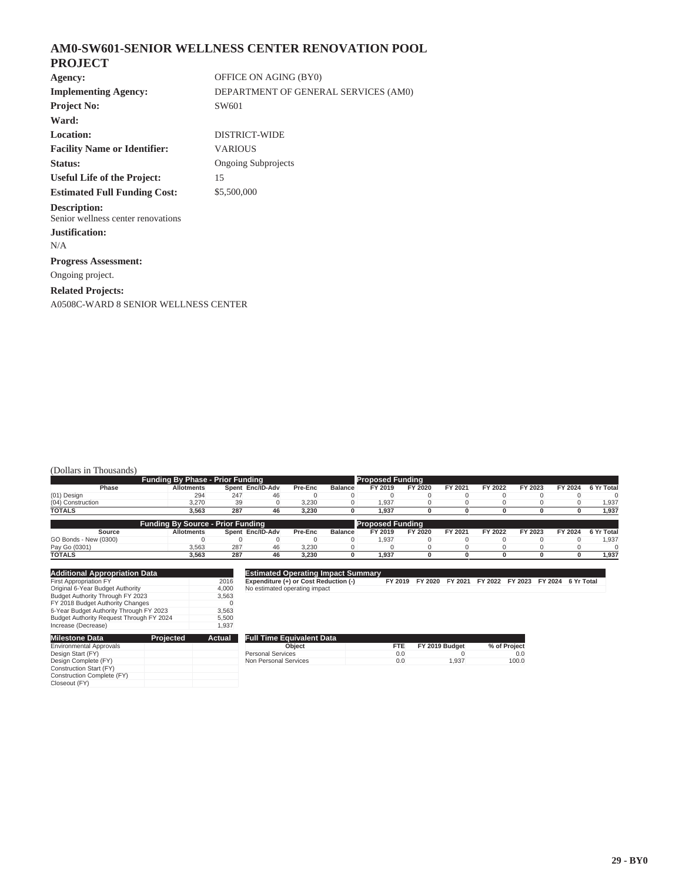# AM0-SW601-SENIOR WELLNESS CENTER RENOVATION POOL PROJECT

**Agency:** OFFICE ON AGING (BY0)

**Implementing Agency:** DEPARTMENT OF GENERAL SERVICES (AM0)

**Project No:** SW601

**Ward:**

**Location:** DISTRICT-WIDE

**Facility Name or Identifier:** VARIOUS

**Status:** Ongoing Subprojects

**Useful Life of the Project:** 15

**Estimated Full Funding Cost:** $5,500,000

**Description:**
Senior wellness center renovations

**Justification:**

N/A

**Progress Assessment:**

Ongoing project.

**Related Projects:**

A0508C-WARD 8 SENIOR WELLNESS CENTER

(Dollars in Thousands)

| Funding By Phase - Prior Funding | | | | | | Proposed Funding | | | | | | |
|---|---|---|---|---|---|---|---|---|---|---|---|---|
| Phase | Allotments | Spent | Enc/ID-Adv | Pre-Enc | Balance | FY 2019 | FY 2020 | FY 2021 | FY 2022 | FY 2023 | FY 2024 | 6 Yr Total |
| (01) Design | 294 | 247 | 46 | 0 | 0 | 0 | 0 | 0 | 0 | 0 | 0 | 0 |
| (04) Construction | 3,270 | 39 | 0 | 3,230 | 0 | 1,937 | 0 | 0 | 0 | 0 | 0 | 1,937 |
| **TOTALS** | **3,563** | **287** | **46** | **3,230** | **0** | **1,937** | **0** | **0** | **0** | **0** | **0** | **1,937** |

| Funding By Source - Prior Funding | | | | | | Proposed Funding | | | | | | |
|---|---|---|---|---|---|---|---|---|---|---|---|---|
| Source | Allotments | Spent | Enc/ID-Adv | Pre-Enc | Balance | FY 2019 | FY 2020 | FY 2021 | FY 2022 | FY 2023 | FY 2024 | 6 Yr Total |
| GO Bonds - New (0300) | 0 | 0 | 0 | 0 | 0 | 1,937 | 0 | 0 | 0 | 0 | 0 | 1,937 |
| Pay Go (0301) | 3,563 | 287 | 46 | 3,230 | 0 | 0 | 0 | 0 | 0 | 0 | 0 | 0 |
| **TOTALS** | **3,563** | **287** | **46** | **3,230** | **0** | **1,937** | **0** | **0** | **0** | **0** | **0** | **1,937** |

| Additional Appropriation Data | |
|---|---|
| First Appropriation FY | 2016 |
| Original 6-Year Budget Authority | 4,000 |
| Budget Authority Through FY 2023 | 3,563 |
| FY 2018 Budget Authority Changes | 0 |
| 6-Year Budget Authority Through FY 2023 | 3,563 |
| Budget Authority Request Through FY 2024 | 5,500 |
| Increase (Decrease) | 1,937 |

| Estimated Operating Impact Summary | | | | | | | |
|---|---|---|---|---|---|---|---|
| Expenditure (+) or Cost Reduction (-) | FY 2019 | FY 2020 | FY 2021 | FY 2022 | FY 2023 | FY 2024 | 6 Yr Total |
| No estimated operating impact | | | | | | | |

| Milestone Data | Projected | Actual |
|---|---|---|
| Environmental Approvals | | |
| Design Start (FY) | | |
| Design Complete (FY) | | |
| Construction Start (FY) | | |
| Construction Complete (FY) | | |
| Closeout (FY) | | |

| Full Time Equivalent Data | | | |
|---|---|---|---|
| Object | FTE | FY 2019 Budget | % of Project |
| Personal Services | 0.0 | 0 | 0.0 |
| Non Personal Services | 0.0 | 1,937 | 100.0 |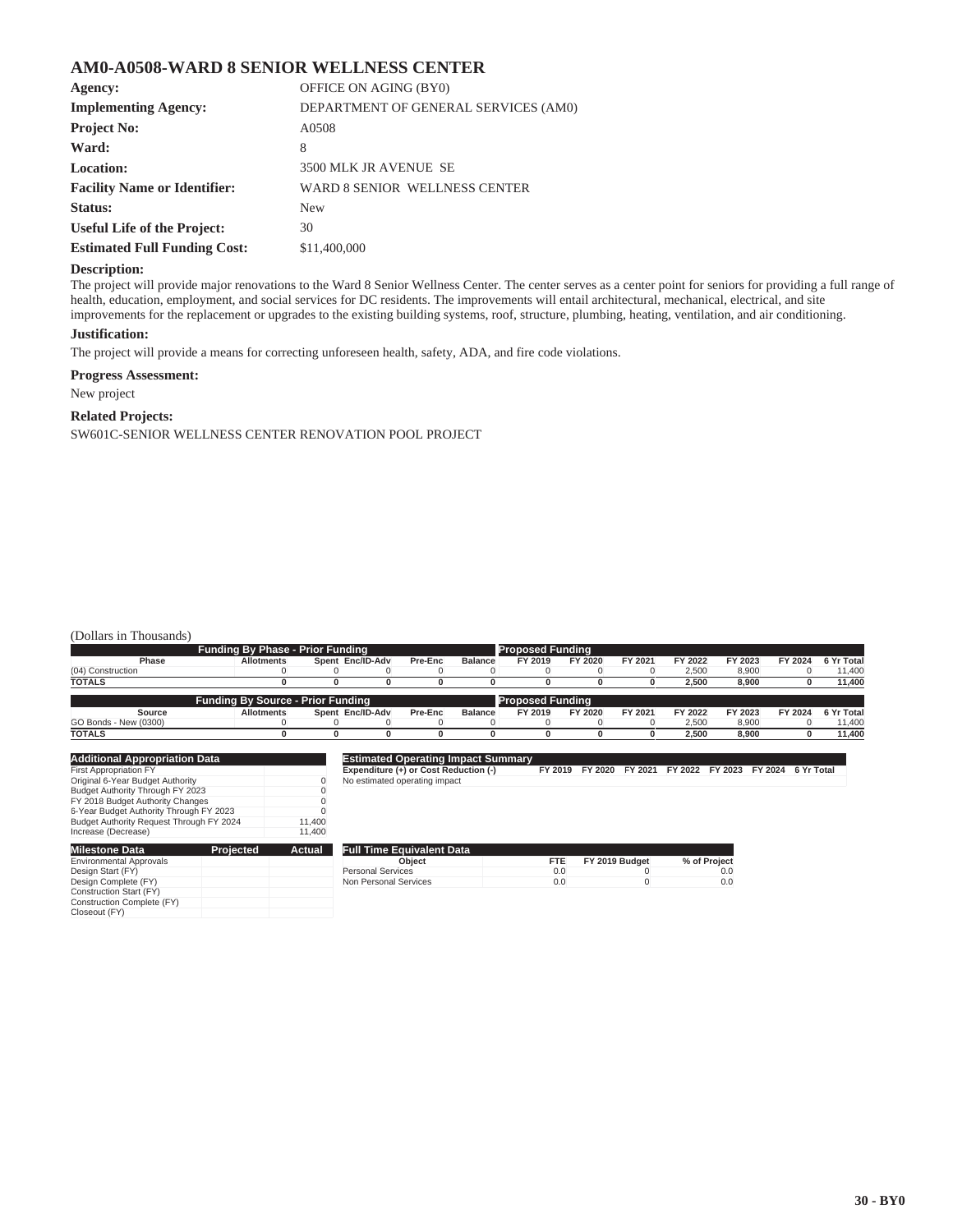# AM0-A0508-WARD 8 SENIOR WELLNESS CENTER

| | |
|---|---|
| **Agency:** | OFFICE ON AGING (BY0) |
| **Implementing Agency:** | DEPARTMENT OF GENERAL SERVICES (AM0) |
| **Project No:** | A0508 |
| **Ward:** | 8 |
| **Location:** | 3500 MLK JR AVENUE SE |
| **Facility Name or Identifier:** | WARD 8 SENIOR WELLNESS CENTER |
| **Status:** | New |
| **Useful Life of the Project:** | 30 |
| **Estimated Full Funding Cost:** | $11,400,000 |

### Description:

The project will provide major renovations to the Ward 8 Senior Wellness Center. The center serves as a center point for seniors for providing a full range of health, education, employment, and social services for DC residents. The improvements will entail architectural, mechanical, electrical, and site improvements for the replacement or upgrades to the existing building systems, roof, structure, plumbing, heating, ventilation, and air conditioning.

### Justification:

The project will provide a means for correcting unforeseen health, safety, ADA, and fire code violations.

### Progress Assessment:

New project

### Related Projects:

SW601C-SENIOR WELLNESS CENTER RENOVATION POOL PROJECT

(Dollars in Thousands)

| Funding By Phase - Prior Funding | | | | | | Proposed Funding | | | | | | |
|---|---|---|---|---|---|---|---|---|---|---|---|---|
| Phase | Allotments | Spent | Enc/ID-Adv | Pre-Enc | Balance | FY 2019 | FY 2020 | FY 2021 | FY 2022 | FY 2023 | FY 2024 | 6 Yr Total |
| (04) Construction | 0 | 0 | 0 | 0 | 0 | 0 | 0 | 0 | 2,500 | 8,900 | 0 | 11,400 |
| **TOTALS** | **0** | **0** | **0** | **0** | **0** | **0** | **0** | **0** | **2,500** | **8,900** | **0** | **11,400** |

| Funding By Source - Prior Funding | | | | | | Proposed Funding | | | | | | |
|---|---|---|---|---|---|---|---|---|---|---|---|---|
| Source | Allotments | Spent | Enc/ID-Adv | Pre-Enc | Balance | FY 2019 | FY 2020 | FY 2021 | FY 2022 | FY 2023 | FY 2024 | 6 Yr Total |
| GO Bonds - New (0300) | 0 | 0 | 0 | 0 | 0 | 0 | 0 | 0 | 2,500 | 8,900 | 0 | 11,400 |
| **TOTALS** | **0** | **0** | **0** | **0** | **0** | **0** | **0** | **0** | **2,500** | **8,900** | **0** | **11,400** |

| Additional Appropriation Data | |
|---|---|
| First Appropriation FY | |
| Original 6-Year Budget Authority | 0 |
| Budget Authority Through FY 2023 | 0 |
| FY 2018 Budget Authority Changes | 0 |
| 6-Year Budget Authority Through FY 2023 | 0 |
| Budget Authority Request Through FY 2024 | 11,400 |
| Increase (Decrease) | 11,400 |

| Estimated Operating Impact Summary | | | | | | | |
|---|---|---|---|---|---|---|---|
| Expenditure (+) or Cost Reduction (-) | FY 2019 | FY 2020 | FY 2021 | FY 2022 | FY 2023 | FY 2024 | 6 Yr Total |
| No estimated operating impact | | | | | | | |

| Milestone Data | Projected | Actual |
|---|---|---|
| Environmental Approvals | | |
| Design Start (FY) | | |
| Design Complete (FY) | | |
| Construction Start (FY) | | |
| Construction Complete (FY) | | |
| Closeout (FY) | | |

| Full Time Equivalent Data | | | |
|---|---|---|---|
| Object | FTE | FY 2019 Budget | % of Project |
| Personal Services | 0.0 | 0 | 0.0 |
| Non Personal Services | 0.0 | 0 | 0.0 |